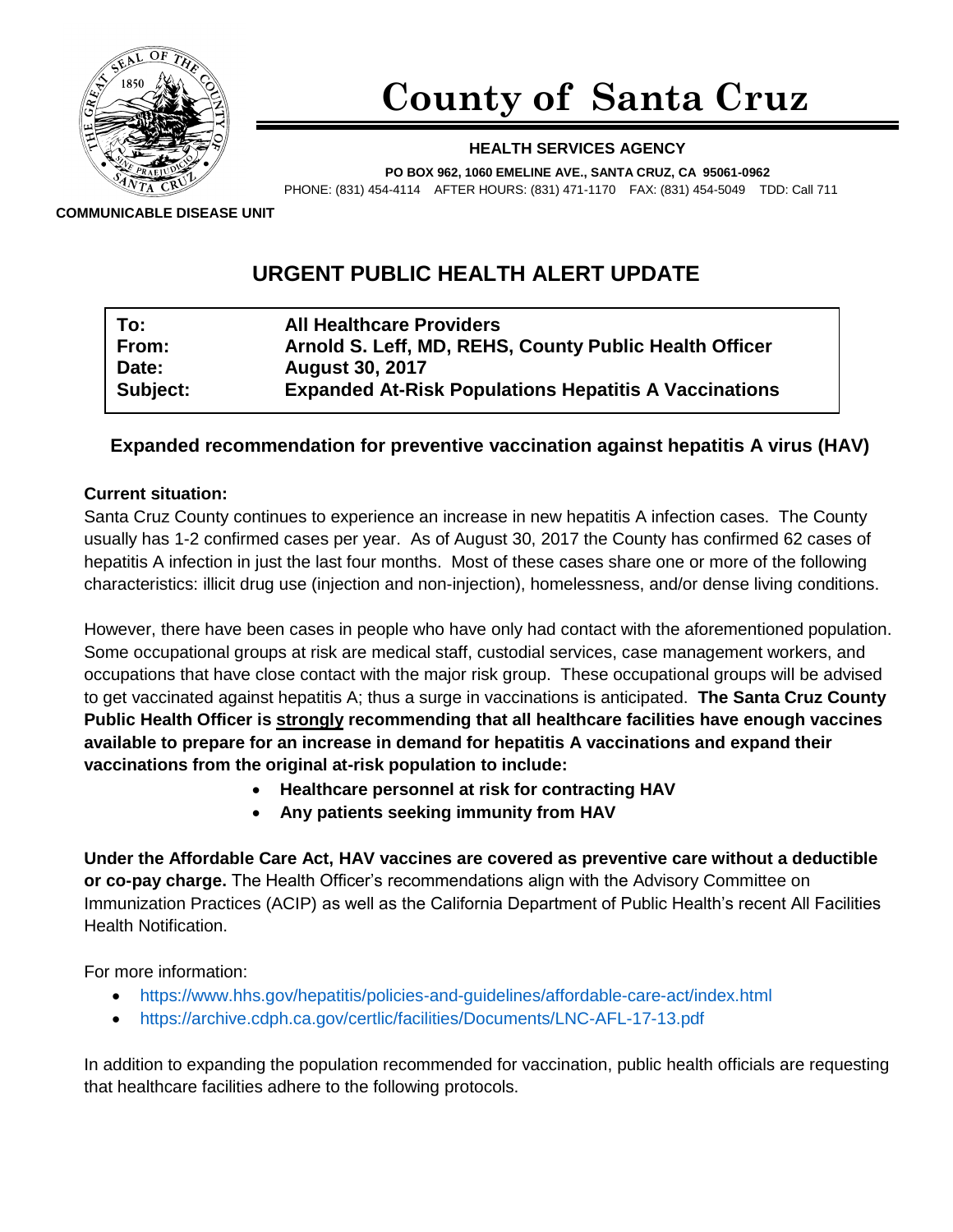# County of Santa Cruz

**HEALTH SERVICES AGENCY**

**PO BOX 962, 1060 EMELINE AVE., SANTA CRUZ, CA 95061-0962**

PHONE: (831) 454-4114 AFTER HOURS: (831) 471-1170 FAX: (831) 454-5049 TDD: Call 711

**COMMUNICABLE DISEASE UNIT**

## URGENT PUBLIC HEALTH ALERT UPDATE

| | |
|---|---|
| **To:** | **All Healthcare Providers** |
| **From:** | **Arnold S. Leff, MD, REHS, County Public Health Officer** |
| **Date:** | **August 30, 2017** |
| **Subject:** | **Expanded At-Risk Populations Hepatitis A Vaccinations** |

### Expanded recommendation for preventive vaccination against hepatitis A virus (HAV)

**Current situation:**

Santa Cruz County continues to experience an increase in new hepatitis A infection cases. The County usually has 1-2 confirmed cases per year. As of August 30, 2017 the County has confirmed 62 cases of hepatitis A infection in just the last four months. Most of these cases share one or more of the following characteristics: illicit drug use (injection and non-injection), homelessness, and/or dense living conditions.

However, there have been cases in people who have only had contact with the aforementioned population. Some occupational groups at risk are medical staff, custodial services, case management workers, and occupations that have close contact with the major risk group. These occupational groups will be advised to get vaccinated against hepatitis A; thus a surge in vaccinations is anticipated. **The Santa Cruz County Public Health Officer is <u>strongly</u> recommending that all healthcare facilities have enough vaccines available to prepare for an increase in demand for hepatitis A vaccinations and expand their vaccinations from the original at-risk population to include:**

- **Healthcare personnel at risk for contracting HAV**
- **Any patients seeking immunity from HAV**

**Under the Affordable Care Act, HAV vaccines are covered as preventive care without a deductible or co-pay charge.** The Health Officer's recommendations align with the Advisory Committee on Immunization Practices (ACIP) as well as the California Department of Public Health's recent All Facilities Health Notification.

For more information:

- https://www.hhs.gov/hepatitis/policies-and-guidelines/affordable-care-act/index.html
- https://archive.cdph.ca.gov/certlic/facilities/Documents/LNC-AFL-17-13.pdf

In addition to expanding the population recommended for vaccination, public health officials are requesting that healthcare facilities adhere to the following protocols.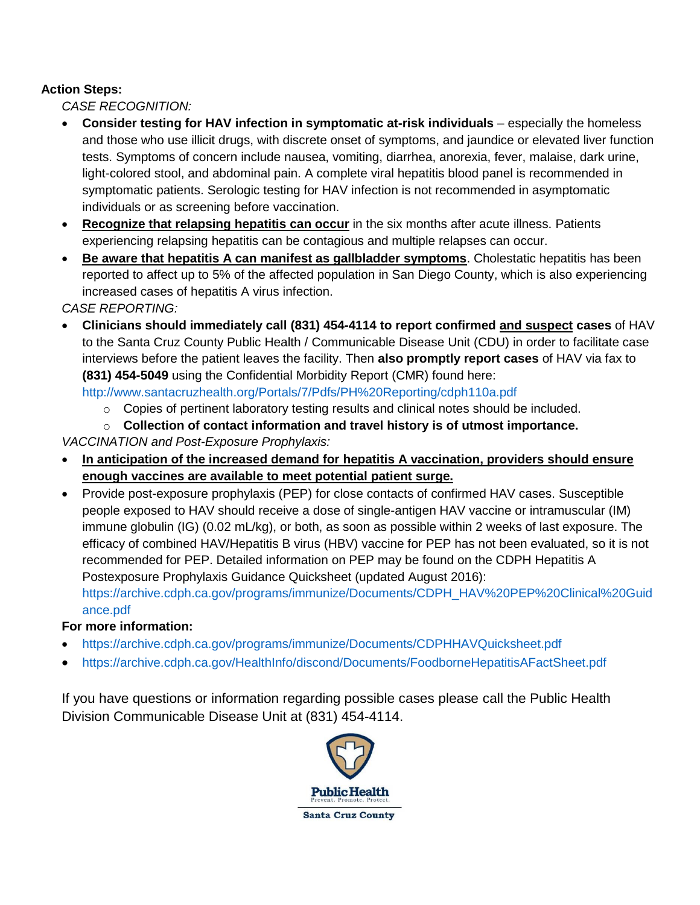**Action Steps:**

*CASE RECOGNITION:*

- **Consider testing for HAV infection in symptomatic at-risk individuals** – especially the homeless and those who use illicit drugs, with discrete onset of symptoms, and jaundice or elevated liver function tests. Symptoms of concern include nausea, vomiting, diarrhea, anorexia, fever, malaise, dark urine, light-colored stool, and abdominal pain. A complete viral hepatitis blood panel is recommended in symptomatic patients. Serologic testing for HAV infection is not recommended in asymptomatic individuals or as screening before vaccination.
- **Recognize that relapsing hepatitis can occur** in the six months after acute illness. Patients experiencing relapsing hepatitis can be contagious and multiple relapses can occur.
- **Be aware that hepatitis A can manifest as gallbladder symptoms**. Cholestatic hepatitis has been reported to affect up to 5% of the affected population in San Diego County, which is also experiencing increased cases of hepatitis A virus infection.

*CASE REPORTING:*

- **Clinicians should immediately call (831) 454-4114 to report confirmed and suspect cases** of HAV to the Santa Cruz County Public Health / Communicable Disease Unit (CDU) in order to facilitate case interviews before the patient leaves the facility. Then **also promptly report cases** of HAV via fax to **(831) 454-5049** using the Confidential Morbidity Report (CMR) found here: http://www.santacruzhealth.org/Portals/7/Pdfs/PH%20Reporting/cdph110a.pdf
  - Copies of pertinent laboratory testing results and clinical notes should be included.
  - **Collection of contact information and travel history is of utmost importance.**

*VACCINATION and Post-Exposure Prophylaxis:*

- **In anticipation of the increased demand for hepatitis A vaccination, providers should ensure enough vaccines are available to meet potential patient surge.**
- Provide post-exposure prophylaxis (PEP) for close contacts of confirmed HAV cases. Susceptible people exposed to HAV should receive a dose of single-antigen HAV vaccine or intramuscular (IM) immune globulin (IG) (0.02 mL/kg), or both, as soon as possible within 2 weeks of last exposure. The efficacy of combined HAV/Hepatitis B virus (HBV) vaccine for PEP has not been evaluated, so it is not recommended for PEP. Detailed information on PEP may be found on the CDPH Hepatitis A Postexposure Prophylaxis Guidance Quicksheet (updated August 2016): https://archive.cdph.ca.gov/programs/immunize/Documents/CDPH_HAV%20PEP%20Clinical%20Guidance.pdf

**For more information:**

- https://archive.cdph.ca.gov/programs/immunize/Documents/CDPHHAVQuicksheet.pdf
- https://archive.cdph.ca.gov/HealthInfo/discond/Documents/FoodborneHepatitisAFactSheet.pdf

If you have questions or information regarding possible cases please call the Public Health Division Communicable Disease Unit at (831) 454-4114.

Public Health
Prevent. Promote. Protect.
Santa Cruz County